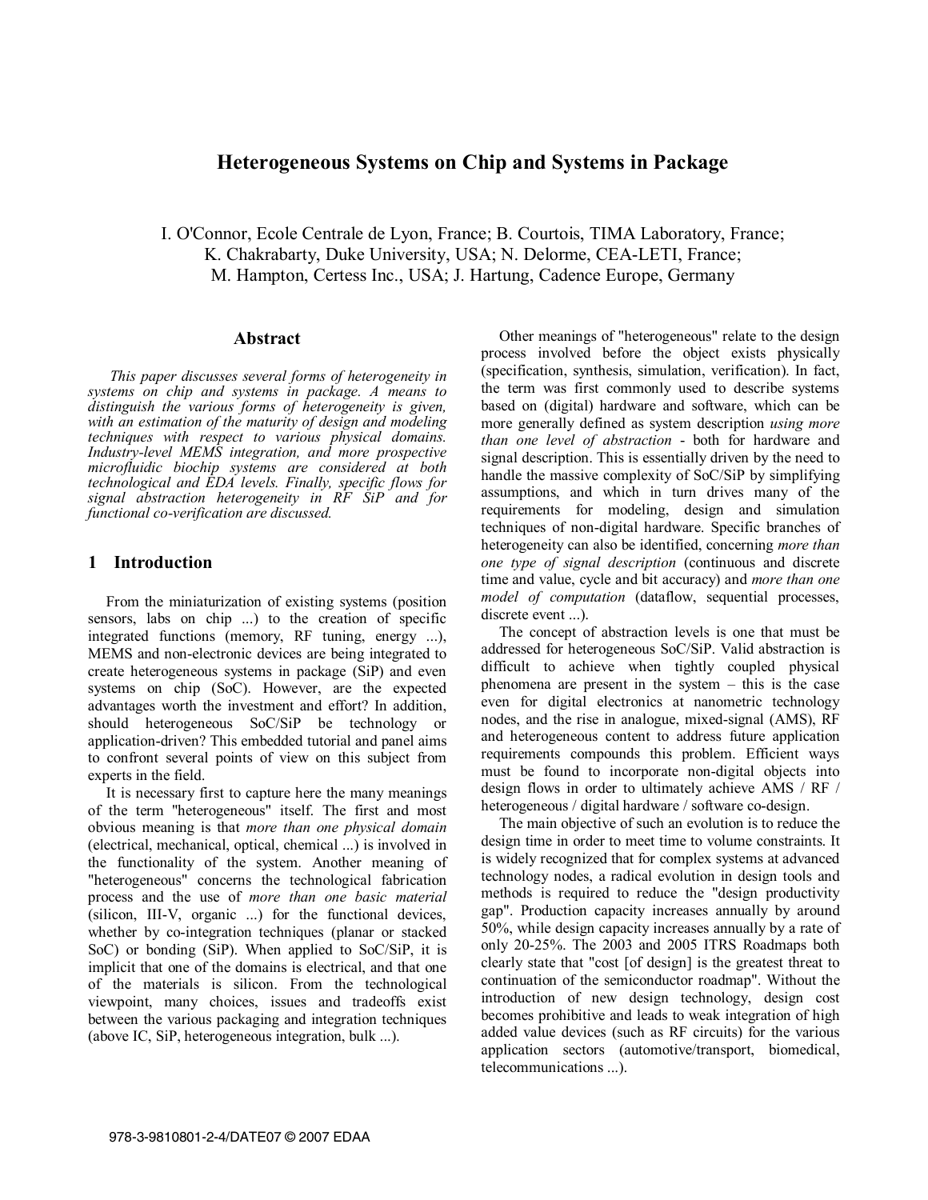# Heterogeneous Systems on Chip and Systems in Package

I. O'Connor, Ecole Centrale de Lyon, France; B. Courtois, TIMA Laboratory, France; K. Chakrabarty, Duke University, USA; N. Delorme, CEA-LETI, France; M. Hampton, Certess Inc., USA; J. Hartung, Cadence Europe, Germany

## Abstract

*This paper discusses several forms of heterogeneity in systems on chip and systems in package. A means to distinguish the various forms of heterogeneity is given, with an estimation of the maturity of design and modeling techniques with respect to various physical domains. Industry-level MEMS integration, and more prospective microfluidic biochip systems are considered at both technological and EDA levels. Finally, specific flows for signal abstraction heterogeneity in RF SiP and for functional co-verification are discussed.*

## 1 Introduction

From the miniaturization of existing systems (position sensors, labs on chip ...) to the creation of specific integrated functions (memory, RF tuning, energy ...), MEMS and non-electronic devices are being integrated to create heterogeneous systems in package (SiP) and even systems on chip (SoC). However, are the expected advantages worth the investment and effort? In addition, should heterogeneous SoC/SiP be technology or application-driven? This embedded tutorial and panel aims to confront several points of view on this subject from experts in the field.

It is necessary first to capture here the many meanings of the term "heterogeneous" itself. The first and most obvious meaning is that *more than one physical domain* (electrical, mechanical, optical, chemical ...) is involved in the functionality of the system. Another meaning of "heterogeneous" concerns the technological fabrication process and the use of *more than one basic material* (silicon, III-V, organic ...) for the functional devices, whether by co-integration techniques (planar or stacked SoC) or bonding (SiP). When applied to SoC/SiP, it is implicit that one of the domains is electrical, and that one of the materials is silicon. From the technological viewpoint, many choices, issues and tradeoffs exist between the various packaging and integration techniques (above IC, SiP, heterogeneous integration, bulk ...).

Other meanings of "heterogeneous" relate to the design process involved before the object exists physically (specification, synthesis, simulation, verification). In fact, the term was first commonly used to describe systems based on (digital) hardware and software, which can be more generally defined as system description *using more than one level of abstraction* - both for hardware and signal description. This is essentially driven by the need to handle the massive complexity of SoC/SiP by simplifying assumptions, and which in turn drives many of the requirements for modeling, design and simulation techniques of non-digital hardware. Specific branches of heterogeneity can also be identified, concerning *more than one type of signal description* (continuous and discrete time and value, cycle and bit accuracy) and *more than one model of computation* (dataflow, sequential processes, discrete event ...).

The concept of abstraction levels is one that must be addressed for heterogeneous SoC/SiP. Valid abstraction is difficult to achieve when tightly coupled physical phenomena are present in the system – this is the case even for digital electronics at nanometric technology nodes, and the rise in analogue, mixed-signal (AMS), RF and heterogeneous content to address future application requirements compounds this problem. Efficient ways must be found to incorporate non-digital objects into design flows in order to ultimately achieve AMS / RF / heterogeneous / digital hardware / software co-design.

The main objective of such an evolution is to reduce the design time in order to meet time to volume constraints. It is widely recognized that for complex systems at advanced technology nodes, a radical evolution in design tools and methods is required to reduce the "design productivity gap". Production capacity increases annually by around 50%, while design capacity increases annually by a rate of only 20-25%. The 2003 and 2005 ITRS Roadmaps both clearly state that "cost [of design] is the greatest threat to continuation of the semiconductor roadmap". Without the introduction of new design technology, design cost becomes prohibitive and leads to weak integration of high added value devices (such as RF circuits) for the various application sectors (automotive/transport, biomedical, telecommunications ...).

978-3-9810801-2-4/DATE07 © 2007 EDAA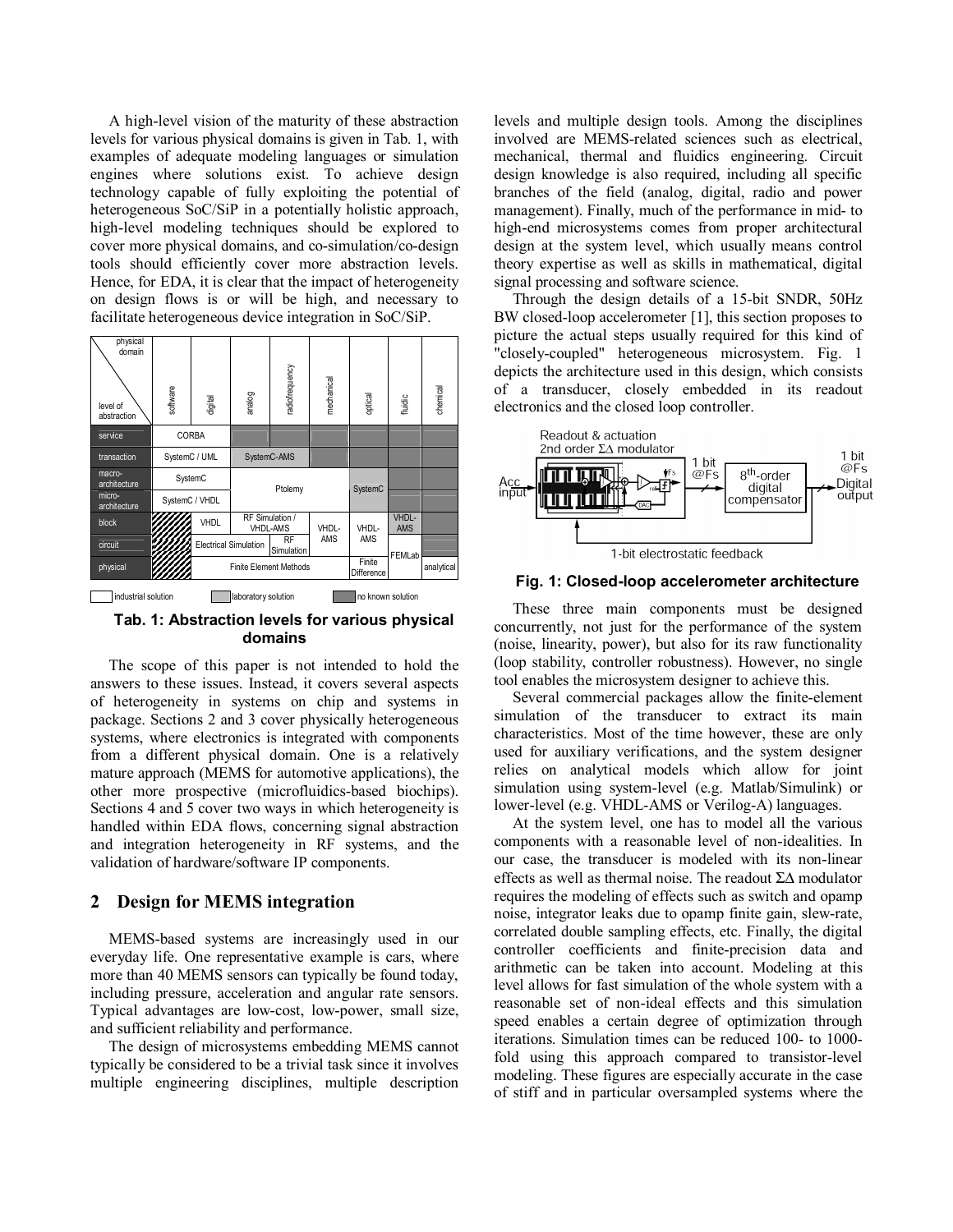A high-level vision of the maturity of these abstraction levels for various physical domains is given in Tab. 1, with examples of adequate modeling languages or simulation engines where solutions exist. To achieve design technology capable of fully exploiting the potential of heterogeneous SoC/SiP in a potentially holistic approach, high-level modeling techniques should be explored to cover more physical domains, and co-simulation/co-design tools should efficiently cover more abstraction levels. Hence, for EDA, it is clear that the impact of heterogeneity on design flows is or will be high, and necessary to facilitate heterogeneous device integration in SoC/SiP.

| level of abstraction \ physical domain | software | digital | analog | radiofrequency | mechanical | optical | fluidic | chemical |
|---|---|---|---|---|---|---|---|---|
| service | CORBA | | | | | | | |
| transaction | SystemC / UML | | SystemC-AMS | | | | | |
| macro-architecture | SystemC | | Ptolemy | | | SystemC | | |
| micro-architecture | SystemC / VHDL | | | | | | | |
| block | | VHDL | RF Simulation / VHDL-AMS | | VHDL-AMS | VHDL-AMS | VHDL-AMS | |
| circuit | | Electrical Simulation | | RF Simulation | | | FEMLab | |
| physical | | Finite Element Methods | | | | Finite Difference | | analytical |

industrial solution | laboratory solution | no known solution

**Tab. 1: Abstraction levels for various physical domains**

The scope of this paper is not intended to hold the answers to these issues. Instead, it covers several aspects of heterogeneity in systems on chip and systems in package. Sections 2 and 3 cover physically heterogeneous systems, where electronics is integrated with components from a different physical domain. One is a relatively mature approach (MEMS for automotive applications), the other more prospective (microfluidics-based biochips). Sections 4 and 5 cover two ways in which heterogeneity is handled within EDA flows, concerning signal abstraction and integration heterogeneity in RF systems, and the validation of hardware/software IP components.

## 2 Design for MEMS integration

MEMS-based systems are increasingly used in our everyday life. One representative example is cars, where more than 40 MEMS sensors can typically be found today, including pressure, acceleration and angular rate sensors. Typical advantages are low-cost, low-power, small size, and sufficient reliability and performance.

The design of microsystems embedding MEMS cannot typically be considered to be a trivial task since it involves multiple engineering disciplines, multiple description levels and multiple design tools. Among the disciplines involved are MEMS-related sciences such as electrical, mechanical, thermal and fluidics engineering. Circuit design knowledge is also required, including all specific branches of the field (analog, digital, radio and power management). Finally, much of the performance in mid- to high-end microsystems comes from proper architectural design at the system level, which usually means control theory expertise as well as skills in mathematical, digital signal processing and software science.

Through the design details of a 15-bit SNDR, 50Hz BW closed-loop accelerometer [1], this section proposes to picture the actual steps usually required for this kind of "closely-coupled" heterogeneous microsystem. Fig. 1 depicts the architecture used in this design, which consists of a transducer, closely embedded in its readout electronics and the closed loop controller.

Readout & actuation
2nd order ΣΔ modulator
Acc input
1 bit @Fs
$8^{th}$-order digital compensator
1 bit @Fs
Digital output
1-bit electrostatic feedback

**Fig. 1: Closed-loop accelerometer architecture**

These three main components must be designed concurrently, not just for the performance of the system (noise, linearity, power), but also for its raw functionality (loop stability, controller robustness). However, no single tool enables the microsystem designer to achieve this.

Several commercial packages allow the finite-element simulation of the transducer to extract its main characteristics. Most of the time however, these are only used for auxiliary verifications, and the system designer relies on analytical models which allow for joint simulation using system-level (e.g. Matlab/Simulink) or lower-level (e.g. VHDL-AMS or Verilog-A) languages.

At the system level, one has to model all the various components with a reasonable level of non-idealities. In our case, the transducer is modeled with its non-linear effects as well as thermal noise. The readout ΣΔ modulator requires the modeling of effects such as switch and opamp noise, integrator leaks due to opamp finite gain, slew-rate, correlated double sampling effects, etc. Finally, the digital controller coefficients and finite-precision data and arithmetic can be taken into account. Modeling at this level allows for fast simulation of the whole system with a reasonable set of non-ideal effects and this simulation speed enables a certain degree of optimization through iterations. Simulation times can be reduced 100- to 1000-fold using this approach compared to transistor-level modeling. These figures are especially accurate in the case of stiff and in particular oversampled systems where the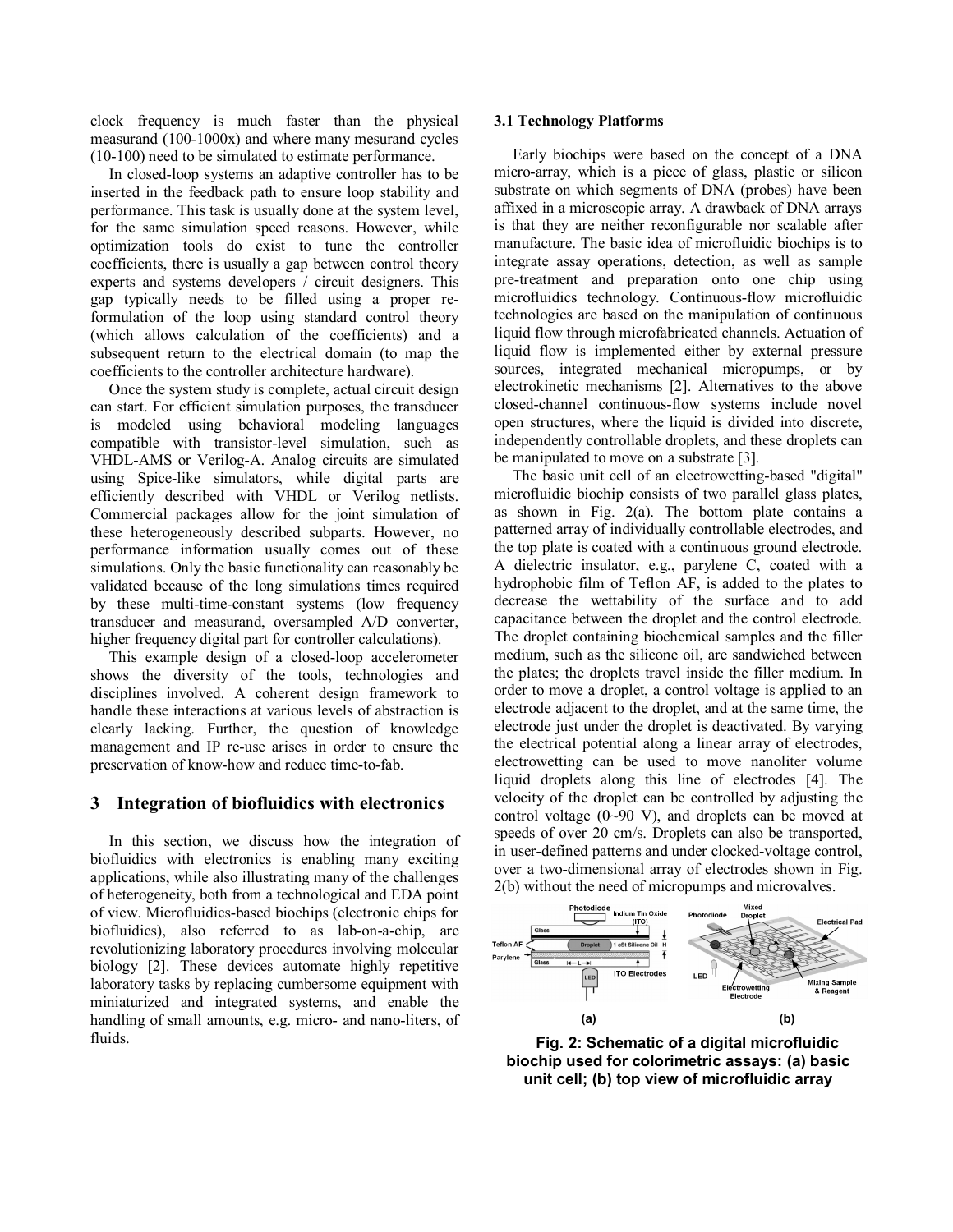clock frequency is much faster than the physical measurand (100-1000x) and where many mesurand cycles (10-100) need to be simulated to estimate performance.

In closed-loop systems an adaptive controller has to be inserted in the feedback path to ensure loop stability and performance. This task is usually done at the system level, for the same simulation speed reasons. However, while optimization tools do exist to tune the controller coefficients, there is usually a gap between control theory experts and systems developers / circuit designers. This gap typically needs to be filled using a proper re-formulation of the loop using standard control theory (which allows calculation of the coefficients) and a subsequent return to the electrical domain (to map the coefficients to the controller architecture hardware).

Once the system study is complete, actual circuit design can start. For efficient simulation purposes, the transducer is modeled using behavioral modeling languages compatible with transistor-level simulation, such as VHDL-AMS or Verilog-A. Analog circuits are simulated using Spice-like simulators, while digital parts are efficiently described with VHDL or Verilog netlists. Commercial packages allow for the joint simulation of these heterogeneously described subparts. However, no performance information usually comes out of these simulations. Only the basic functionality can reasonably be validated because of the long simulations times required by these multi-time-constant systems (low frequency transducer and measurand, oversampled A/D converter, higher frequency digital part for controller calculations).

This example design of a closed-loop accelerometer shows the diversity of the tools, technologies and disciplines involved. A coherent design framework to handle these interactions at various levels of abstraction is clearly lacking. Further, the question of knowledge management and IP re-use arises in order to ensure the preservation of know-how and reduce time-to-fab.

## 3 Integration of biofluidics with electronics

In this section, we discuss how the integration of biofluidics with electronics is enabling many exciting applications, while also illustrating many of the challenges of heterogeneity, both from a technological and EDA point of view. Microfluidics-based biochips (electronic chips for biofluidics), also referred to as lab-on-a-chip, are revolutionizing laboratory procedures involving molecular biology [2]. These devices automate highly repetitive laboratory tasks by replacing cumbersome equipment with miniaturized and integrated systems, and enable the handling of small amounts, e.g. micro- and nano-liters, of fluids.

### 3.1 Technology Platforms

Early biochips were based on the concept of a DNA micro-array, which is a piece of glass, plastic or silicon substrate on which segments of DNA (probes) have been affixed in a microscopic array. A drawback of DNA arrays is that they are neither reconfigurable nor scalable after manufacture. The basic idea of microfluidic biochips is to integrate assay operations, detection, as well as sample pre-treatment and preparation onto one chip using microfluidics technology. Continuous-flow microfluidic technologies are based on the manipulation of continuous liquid flow through microfabricated channels. Actuation of liquid flow is implemented either by external pressure sources, integrated mechanical micropumps, or by electrokinetic mechanisms [2]. Alternatives to the above closed-channel continuous-flow systems include novel open structures, where the liquid is divided into discrete, independently controllable droplets, and these droplets can be manipulated to move on a substrate [3].

The basic unit cell of an electrowetting-based "digital" microfluidic biochip consists of two parallel glass plates, as shown in Fig. 2(a). The bottom plate contains a patterned array of individually controllable electrodes, and the top plate is coated with a continuous ground electrode. A dielectric insulator, e.g., parylene C, coated with a hydrophobic film of Teflon AF, is added to the plates to decrease the wettability of the surface and to add capacitance between the droplet and the control electrode. The droplet containing biochemical samples and the filler medium, such as the silicone oil, are sandwiched between the plates; the droplets travel inside the filler medium. In order to move a droplet, a control voltage is applied to an electrode adjacent to the droplet, and at the same time, the electrode just under the droplet is deactivated. By varying the electrical potential along a linear array of electrodes, electrowetting can be used to move nanoliter volume liquid droplets along this line of electrodes [4]. The velocity of the droplet can be controlled by adjusting the control voltage (0~90 V), and droplets can be moved at speeds of over 20 cm/s. Droplets can also be transported, in user-defined patterns and under clocked-voltage control, over a two-dimensional array of electrodes shown in Fig. 2(b) without the need of micropumps and microvalves.

Photodiode
Indium Tin Oxide (ITO)
Glass
Teflon AF
Droplet
1 cSt Silicone Oil
H
Parylene
Glass
L
LED
ITO Electrodes
(a)

Photodiode
Mixed Droplet
Electrical Pad
LED
Electrowetting Electrode
Mixing Sample & Reagent
(b)

**Fig. 2: Schematic of a digital microfluidic biochip used for colorimetric assays: (a) basic unit cell; (b) top view of microfluidic array**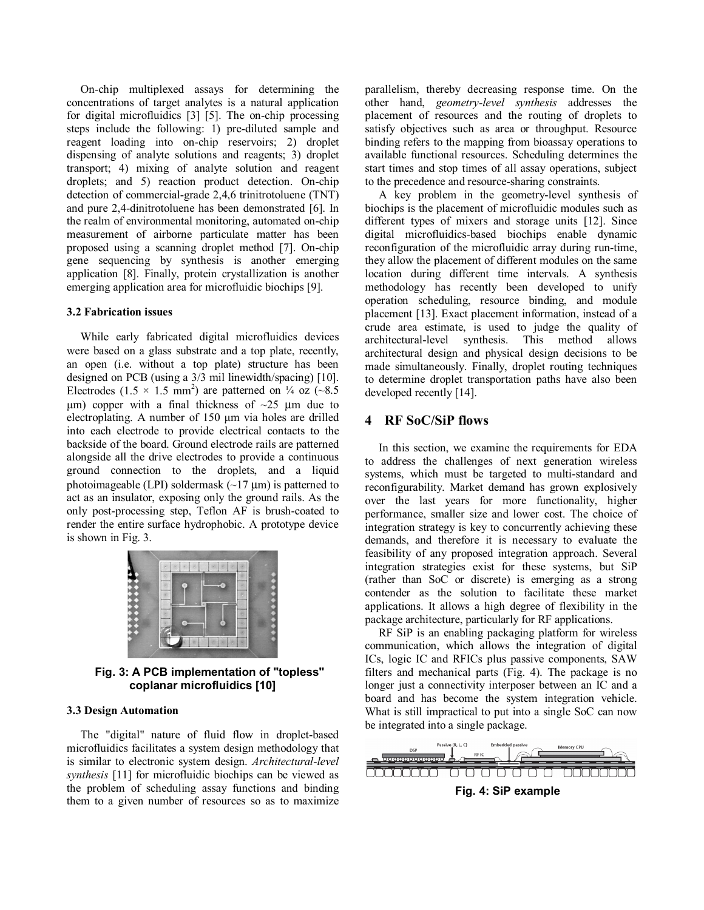On-chip multiplexed assays for determining the concentrations of target analytes is a natural application for digital microfluidics [3] [5]. The on-chip processing steps include the following: 1) pre-diluted sample and reagent loading into on-chip reservoirs; 2) droplet dispensing of analyte solutions and reagents; 3) droplet transport; 4) mixing of analyte solution and reagent droplets; and 5) reaction product detection. On-chip detection of commercial-grade 2,4,6 trinitrotoluene (TNT) and pure 2,4-dinitrotoluene has been demonstrated [6]. In the realm of environmental monitoring, automated on-chip measurement of airborne particulate matter has been proposed using a scanning droplet method [7]. On-chip gene sequencing by synthesis is another emerging application [8]. Finally, protein crystallization is another emerging application area for microfluidic biochips [9].

### 3.2 Fabrication issues

While early fabricated digital microfluidics devices were based on a glass substrate and a top plate, recently, an open (i.e. without a top plate) structure has been designed on PCB (using a 3/3 mil linewidth/spacing) [10]. Electrodes ($1.5 \times 1.5$ mm$^2$) are patterned on ¼ oz (~8.5 μm) copper with a final thickness of ~25 μm due to electroplating. A number of 150 μm via holes are drilled into each electrode to provide electrical contacts to the backside of the board. Ground electrode rails are patterned alongside all the drive electrodes to provide a continuous ground connection to the droplets, and a liquid photoimageable (LPI) soldermask (~17 μm) is patterned to act as an insulator, exposing only the ground rails. As the only post-processing step, Teflon AF is brush-coated to render the entire surface hydrophobic. A prototype device is shown in Fig. 3.

**Fig. 3: A PCB implementation of "topless" coplanar microfluidics [10]**

### 3.3 Design Automation

The "digital" nature of fluid flow in droplet-based microfluidics facilitates a system design methodology that is similar to electronic system design. *Architectural-level synthesis* [11] for microfluidic biochips can be viewed as the problem of scheduling assay functions and binding them to a given number of resources so as to maximize parallelism, thereby decreasing response time. On the other hand, *geometry-level synthesis* addresses the placement of resources and the routing of droplets to satisfy objectives such as area or throughput. Resource binding refers to the mapping from bioassay operations to available functional resources. Scheduling determines the start times and stop times of all assay operations, subject to the precedence and resource-sharing constraints.

A key problem in the geometry-level synthesis of biochips is the placement of microfluidic modules such as different types of mixers and storage units [12]. Since digital microfluidics-based biochips enable dynamic reconfiguration of the microfluidic array during run-time, they allow the placement of different modules on the same location during different time intervals. A synthesis methodology has recently been developed to unify operation scheduling, resource binding, and module placement [13]. Exact placement information, instead of a crude area estimate, is used to judge the quality of architectural-level synthesis. This method allows architectural design and physical design decisions to be made simultaneously. Finally, droplet routing techniques to determine droplet transportation paths have also been developed recently [14].

## 4 RF SoC/SiP flows

In this section, we examine the requirements for EDA to address the challenges of next generation wireless systems, which must be targeted to multi-standard and reconfigurability. Market demand has grown explosively over the last years for more functionality, higher performance, smaller size and lower cost. The choice of integration strategy is key to concurrently achieving these demands, and therefore it is necessary to evaluate the feasibility of any proposed integration approach. Several integration strategies exist for these systems, but SiP (rather than SoC or discrete) is emerging as a strong contender as the solution to facilitate these market applications. It allows a high degree of flexibility in the package architecture, particularly for RF applications.

RF SiP is an enabling packaging platform for wireless communication, which allows the integration of digital ICs, logic IC and RFICs plus passive components, SAW filters and mechanical parts (Fig. 4). The package is no longer just a connectivity interposer between an IC and a board and has become the system integration vehicle. What is still impractical to put into a single SoC can now be integrated into a single package.

DSP
Passive (R, L, C)
RF IC
Embedded passive
Memory CPU

**Fig. 4: SiP example**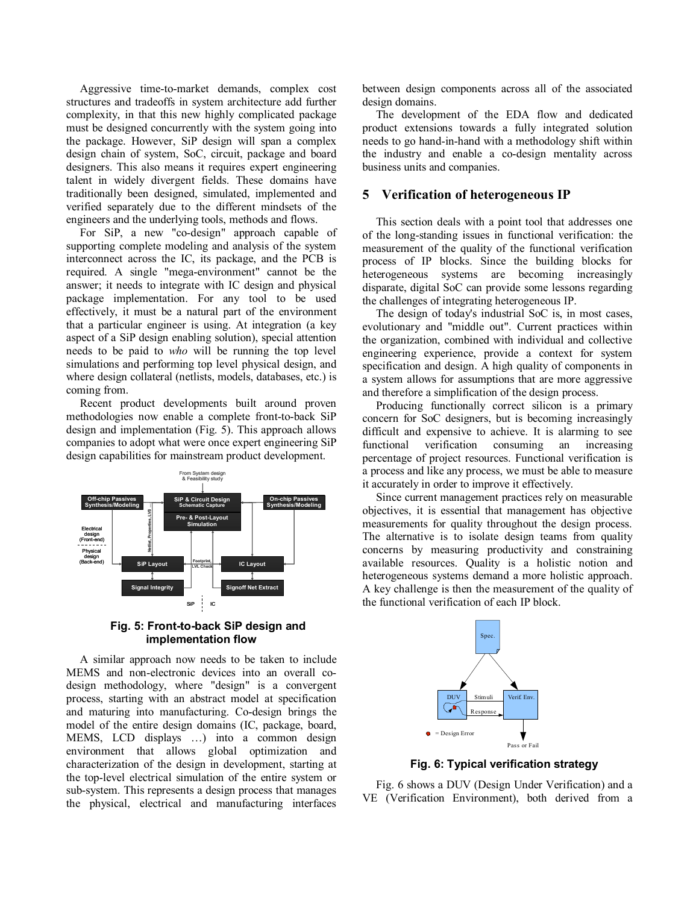Aggressive time-to-market demands, complex cost structures and tradeoffs in system architecture add further complexity, in that this new highly complicated package must be designed concurrently with the system going into the package. However, SiP design will span a complex design chain of system, SoC, circuit, package and board designers. This also means it requires expert engineering talent in widely divergent fields. These domains have traditionally been designed, simulated, implemented and verified separately due to the different mindsets of the engineers and the underlying tools, methods and flows.

For SiP, a new "co-design" approach capable of supporting complete modeling and analysis of the system interconnect across the IC, its package, and the PCB is required. A single "mega-environment" cannot be the answer; it needs to integrate with IC design and physical package implementation. For any tool to be used effectively, it must be a natural part of the environment that a particular engineer is using. At integration (a key aspect of a SiP design enabling solution), special attention needs to be paid to *who* will be running the top level simulations and performing top level physical design, and where design collateral (netlists, models, databases, etc.) is coming from.

Recent product developments built around proven methodologies now enable a complete front-to-back SiP design and implementation (Fig. 5). This approach allows companies to adopt what were once expert engineering SiP design capabilities for mainstream product development.

**Fig. 5: Front-to-back SiP design and implementation flow**

A similar approach now needs to be taken to include MEMS and non-electronic devices into an overall co-design methodology, where "design" is a convergent process, starting with an abstract model at specification and maturing into manufacturing. Co-design brings the model of the entire design domains (IC, package, board, MEMS, LCD displays …) into a common design environment that allows global optimization and characterization of the design in development, starting at the top-level electrical simulation of the entire system or sub-system. This represents a design process that manages the physical, electrical and manufacturing interfaces between design components across all of the associated design domains.

The development of the EDA flow and dedicated product extensions towards a fully integrated solution needs to go hand-in-hand with a methodology shift within the industry and enable a co-design mentality across business units and companies.

## 5 Verification of heterogeneous IP

This section deals with a point tool that addresses one of the long-standing issues in functional verification: the measurement of the quality of the functional verification process of IP blocks. Since the building blocks for heterogeneous systems are becoming increasingly disparate, digital SoC can provide some lessons regarding the challenges of integrating heterogeneous IP.

The design of today's industrial SoC is, in most cases, evolutionary and "middle out". Current practices within the organization, combined with individual and collective engineering experience, provide a context for system specification and design. A high quality of components in a system allows for assumptions that are more aggressive and therefore a simplification of the design process.

Producing functionally correct silicon is a primary concern for SoC designers, but is becoming increasingly difficult and expensive to achieve. It is alarming to see functional verification consuming an increasing percentage of project resources. Functional verification is a process and like any process, we must be able to measure it accurately in order to improve it effectively.

Since current management practices rely on measurable objectives, it is essential that management has objective measurements for quality throughout the design process. The alternative is to isolate design teams from quality concerns by measuring productivity and constraining available resources. Quality is a holistic notion and heterogeneous systems demand a more holistic approach. A key challenge is then the measurement of the quality of the functional verification of each IP block.

**Fig. 6: Typical verification strategy**

Fig. 6 shows a DUV (Design Under Verification) and a VE (Verification Environment), both derived from a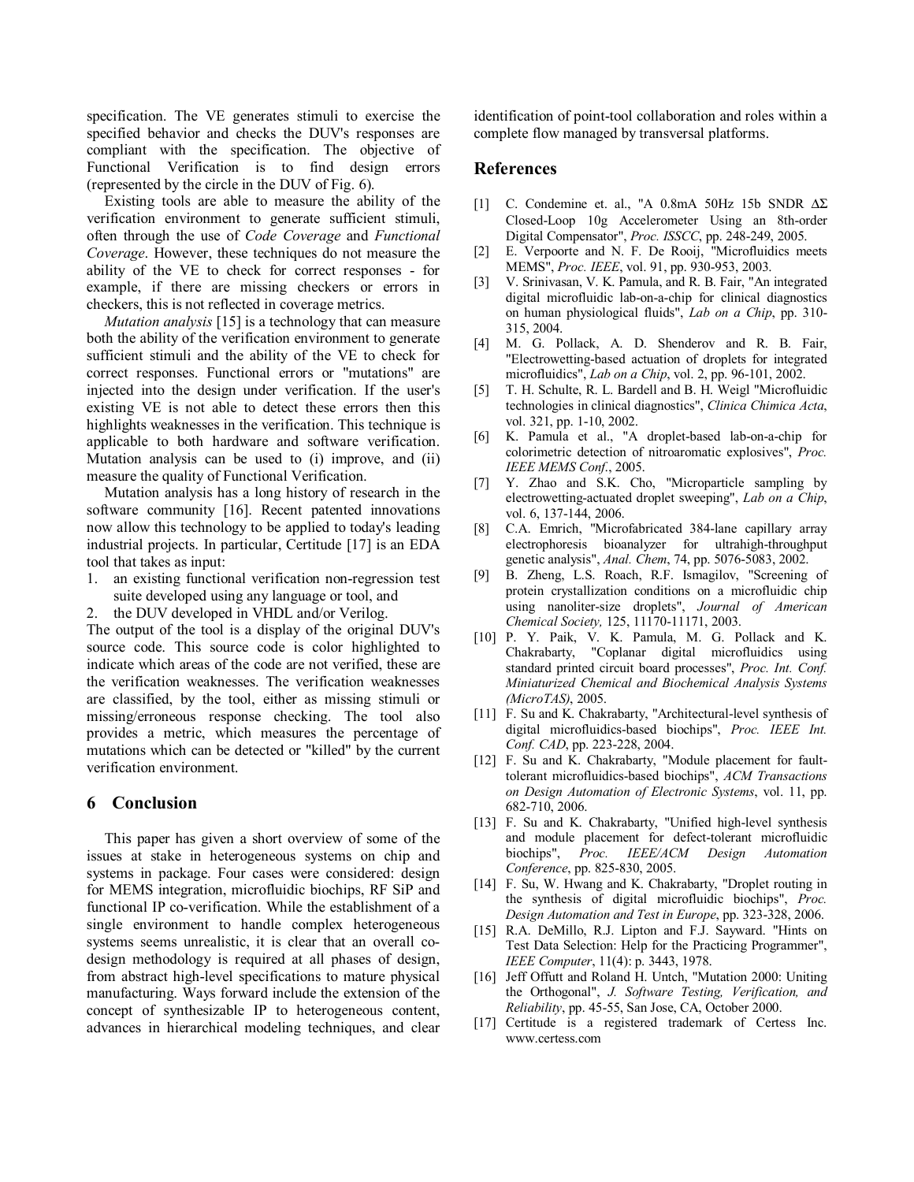specification. The VE generates stimuli to exercise the specified behavior and checks the DUV's responses are compliant with the specification. The objective of Functional Verification is to find design errors (represented by the circle in the DUV of Fig. 6).

Existing tools are able to measure the ability of the verification environment to generate sufficient stimuli, often through the use of *Code Coverage* and *Functional Coverage*. However, these techniques do not measure the ability of the VE to check for correct responses - for example, if there are missing checkers or errors in checkers, this is not reflected in coverage metrics.

*Mutation analysis* [15] is a technology that can measure both the ability of the verification environment to generate sufficient stimuli and the ability of the VE to check for correct responses. Functional errors or "mutations" are injected into the design under verification. If the user's existing VE is not able to detect these errors then this highlights weaknesses in the verification. This technique is applicable to both hardware and software verification. Mutation analysis can be used to (i) improve, and (ii) measure the quality of Functional Verification.

Mutation analysis has a long history of research in the software community [16]. Recent patented innovations now allow this technology to be applied to today's leading industrial projects. In particular, Certitude [17] is an EDA tool that takes as input:

1. an existing functional verification non-regression test suite developed using any language or tool, and
2. the DUV developed in VHDL and/or Verilog.

The output of the tool is a display of the original DUV's source code. This source code is color highlighted to indicate which areas of the code are not verified, these are the verification weaknesses. The verification weaknesses are classified, by the tool, either as missing stimuli or missing/erroneous response checking. The tool also provides a metric, which measures the percentage of mutations which can be detected or "killed" by the current verification environment.

## 6 Conclusion

This paper has given a short overview of some of the issues at stake in heterogeneous systems on chip and systems in package. Four cases were considered: design for MEMS integration, microfluidic biochips, RF SiP and functional IP co-verification. While the establishment of a single environment to handle complex heterogeneous systems seems unrealistic, it is clear that an overall co-design methodology is required at all phases of design, from abstract high-level specifications to mature physical manufacturing. Ways forward include the extension of the concept of synthesizable IP to heterogeneous content, advances in hierarchical modeling techniques, and clear identification of point-tool collaboration and roles within a complete flow managed by transversal platforms.

## References

[1] C. Condemine et. al., "A 0.8mA 50Hz 15b SNDR ΔΣ Closed-Loop 10g Accelerometer Using an 8th-order Digital Compensator", *Proc. ISSCC*, pp. 248-249, 2005.

[2] E. Verpoorte and N. F. De Rooij, "Microfluidics meets MEMS", *Proc. IEEE*, vol. 91, pp. 930-953, 2003.

[3] V. Srinivasan, V. K. Pamula, and R. B. Fair, "An integrated digital microfluidic lab-on-a-chip for clinical diagnostics on human physiological fluids", *Lab on a Chip*, pp. 310-315, 2004.

[4] M. G. Pollack, A. D. Shenderov and R. B. Fair, "Electrowetting-based actuation of droplets for integrated microfluidics", *Lab on a Chip*, vol. 2, pp. 96-101, 2002.

[5] T. H. Schulte, R. L. Bardell and B. H. Weigl "Microfluidic technologies in clinical diagnostics", *Clinica Chimica Acta*, vol. 321, pp. 1-10, 2002.

[6] K. Pamula et al., "A droplet-based lab-on-a-chip for colorimetric detection of nitroaromatic explosives", *Proc. IEEE MEMS Conf.*, 2005.

[7] Y. Zhao and S.K. Cho, "Microparticle sampling by electrowetting-actuated droplet sweeping", *Lab on a Chip*, vol. 6, 137-144, 2006.

[8] C.A. Emrich, "Microfabricated 384-lane capillary array electrophoresis bioanalyzer for ultrahigh-throughput genetic analysis", *Anal. Chem*, 74, pp. 5076-5083, 2002.

[9] B. Zheng, L.S. Roach, R.F. Ismagilov, "Screening of protein crystallization conditions on a microfluidic chip using nanoliter-size droplets", *Journal of American Chemical Society,* 125, 11170-11171, 2003.

[10] P. Y. Paik, V. K. Pamula, M. G. Pollack and K. Chakrabarty, "Coplanar digital microfluidics using standard printed circuit board processes", *Proc. Int. Conf. Miniaturized Chemical and Biochemical Analysis Systems (MicroTAS)*, 2005.

[11] F. Su and K. Chakrabarty, "Architectural-level synthesis of digital microfluidics-based biochips", *Proc. IEEE Int. Conf. CAD*, pp. 223-228, 2004.

[12] F. Su and K. Chakrabarty, "Module placement for fault-tolerant microfluidics-based biochips", *ACM Transactions on Design Automation of Electronic Systems*, vol. 11, pp. 682-710, 2006.

[13] F. Su and K. Chakrabarty, "Unified high-level synthesis and module placement for defect-tolerant microfluidic biochips", *Proc. IEEE/ACM Design Automation Conference*, pp. 825-830, 2005.

[14] F. Su, W. Hwang and K. Chakrabarty, "Droplet routing in the synthesis of digital microfluidic biochips", *Proc. Design Automation and Test in Europe*, pp. 323-328, 2006.

[15] R.A. DeMillo, R.J. Lipton and F.J. Sayward. "Hints on Test Data Selection: Help for the Practicing Programmer", *IEEE Computer*, 11(4): p. 3443, 1978.

[16] Jeff Offutt and Roland H. Untch, "Mutation 2000: Uniting the Orthogonal", *J. Software Testing, Verification, and Reliability*, pp. 45-55, San Jose, CA, October 2000.

[17] Certitude is a registered trademark of Certess Inc. www.certess.com